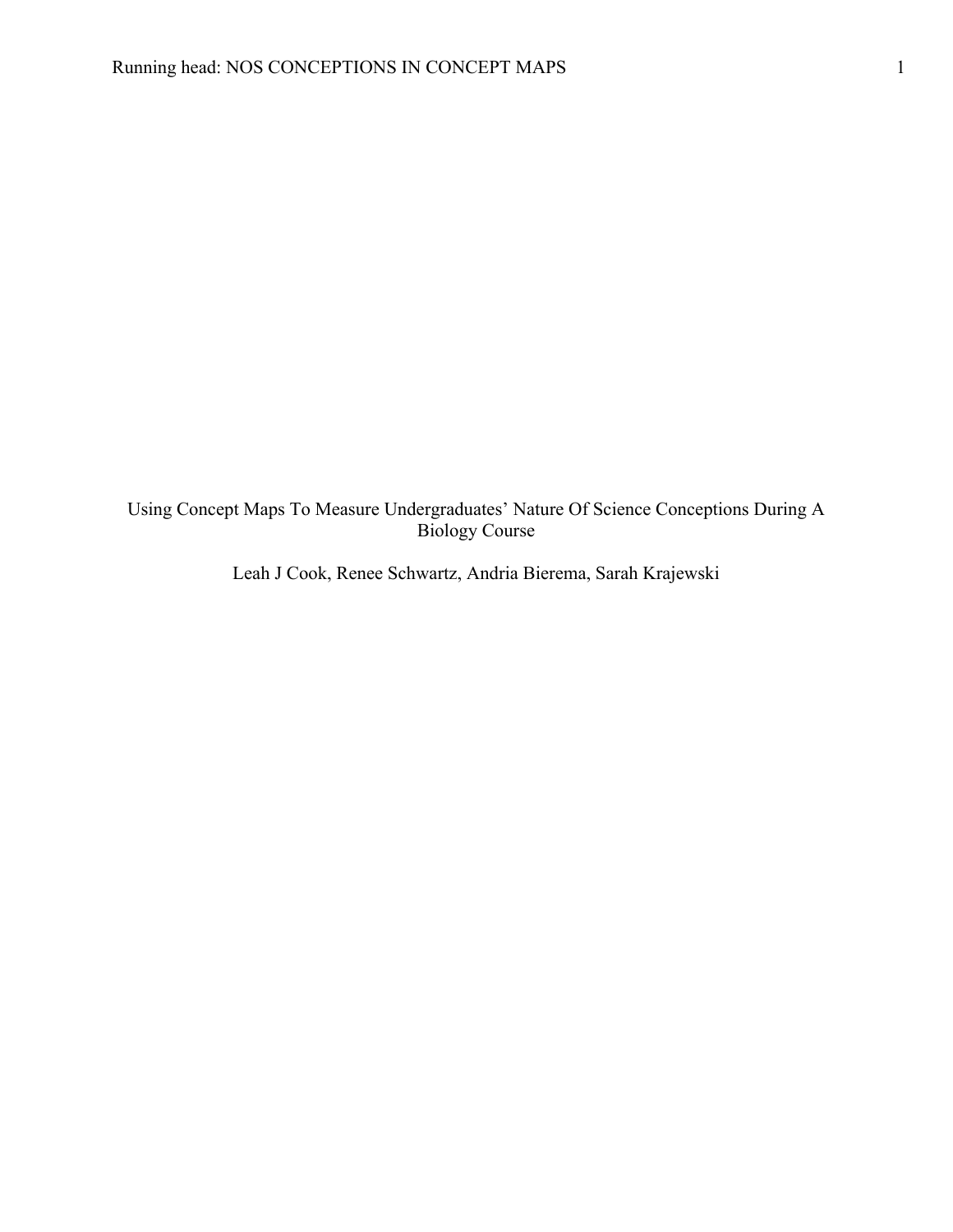# Using Concept Maps To Measure Undergraduates' Nature Of Science Conceptions During A Biology Course

Leah J Cook, Renee Schwartz, Andria Bierema, Sarah Krajewski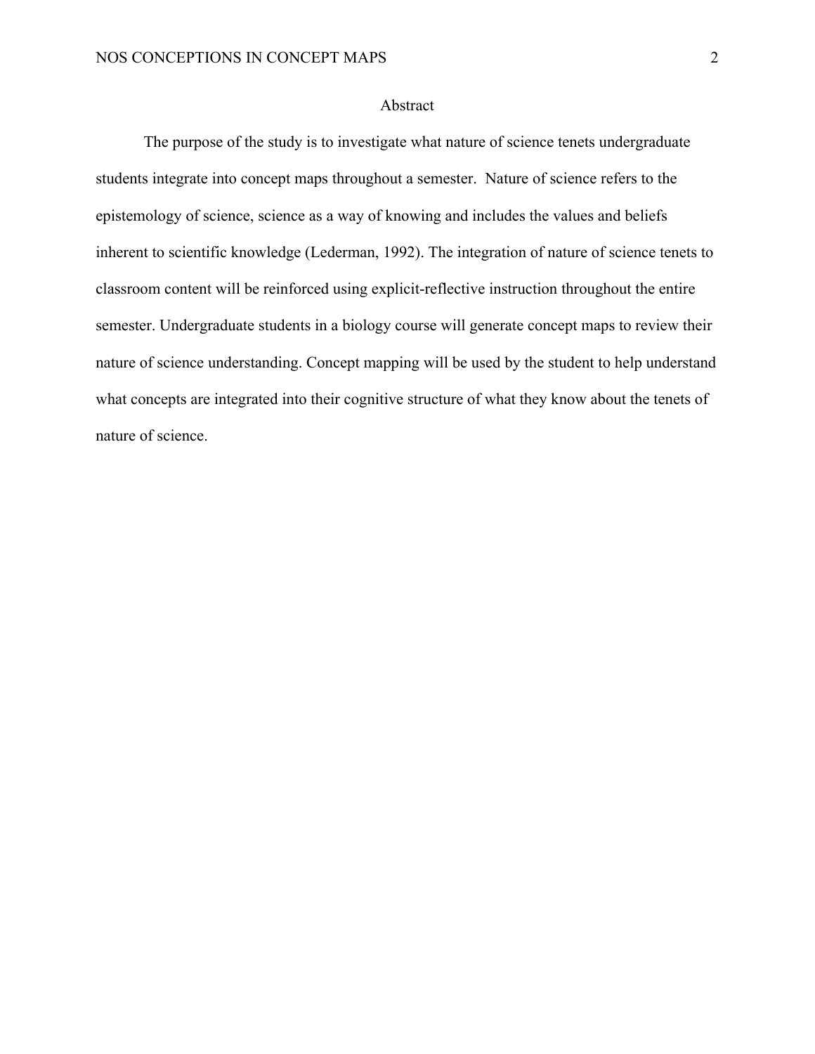# Abstract

The purpose of the study is to investigate what nature of science tenets undergraduate students integrate into concept maps throughout a semester. Nature of science refers to the epistemology of science, science as a way of knowing and includes the values and beliefs inherent to scientific knowledge (Lederman, 1992). The integration of nature of science tenets to classroom content will be reinforced using explicit-reflective instruction throughout the entire semester. Undergraduate students in a biology course will generate concept maps to review their nature of science understanding. Concept mapping will be used by the student to help understand what concepts are integrated into their cognitive structure of what they know about the tenets of nature of science.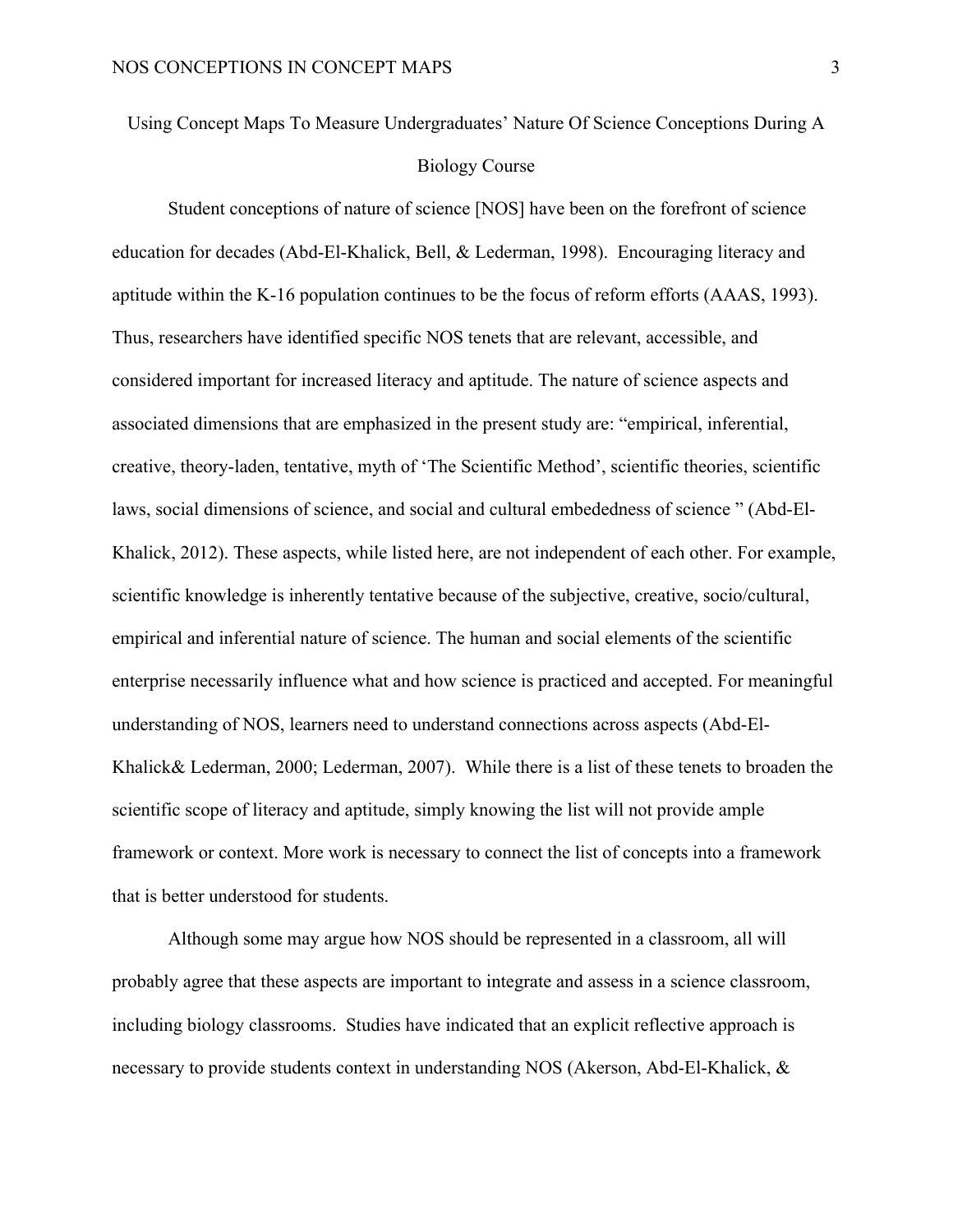# Using Concept Maps To Measure Undergraduates' Nature Of Science Conceptions During A Biology Course

Student conceptions of nature of science [NOS] have been on the forefront of science education for decades (Abd-El-Khalick, Bell, & Lederman, 1998). Encouraging literacy and aptitude within the K-16 population continues to be the focus of reform efforts (AAAS, 1993). Thus, researchers have identified specific NOS tenets that are relevant, accessible, and considered important for increased literacy and aptitude. The nature of science aspects and associated dimensions that are emphasized in the present study are: "empirical, inferential, creative, theory-laden, tentative, myth of 'The Scientific Method', scientific theories, scientific laws, social dimensions of science, and social and cultural embededness of science " (Abd-El-Khalick, 2012). These aspects, while listed here, are not independent of each other. For example, scientific knowledge is inherently tentative because of the subjective, creative, socio/cultural, empirical and inferential nature of science. The human and social elements of the scientific enterprise necessarily influence what and how science is practiced and accepted. For meaningful understanding of NOS, learners need to understand connections across aspects (Abd-El-Khalick& Lederman, 2000; Lederman, 2007). While there is a list of these tenets to broaden the scientific scope of literacy and aptitude, simply knowing the list will not provide ample framework or context. More work is necessary to connect the list of concepts into a framework that is better understood for students.

Although some may argue how NOS should be represented in a classroom, all will probably agree that these aspects are important to integrate and assess in a science classroom, including biology classrooms. Studies have indicated that an explicit reflective approach is necessary to provide students context in understanding NOS (Akerson, Abd-El-Khalick, &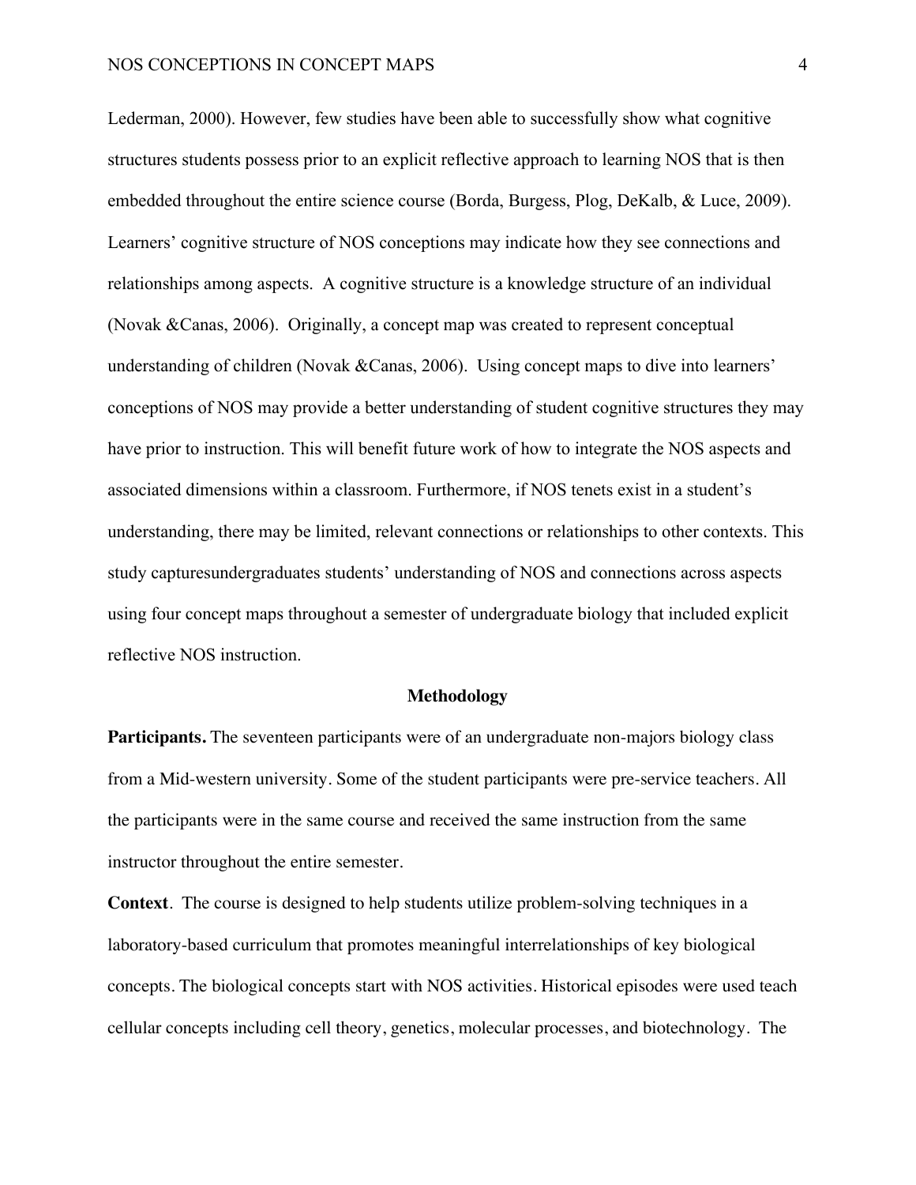Lederman, 2000). However, few studies have been able to successfully show what cognitive structures students possess prior to an explicit reflective approach to learning NOS that is then embedded throughout the entire science course (Borda, Burgess, Plog, DeKalb, & Luce, 2009). Learners' cognitive structure of NOS conceptions may indicate how they see connections and relationships among aspects. A cognitive structure is a knowledge structure of an individual (Novak &Canas, 2006). Originally, a concept map was created to represent conceptual understanding of children (Novak &Canas, 2006). Using concept maps to dive into learners' conceptions of NOS may provide a better understanding of student cognitive structures they may have prior to instruction. This will benefit future work of how to integrate the NOS aspects and associated dimensions within a classroom. Furthermore, if NOS tenets exist in a student's understanding, there may be limited, relevant connections or relationships to other contexts. This study capturesundergraduates students' understanding of NOS and connections across aspects using four concept maps throughout a semester of undergraduate biology that included explicit reflective NOS instruction.

## Methodology

**Participants.** The seventeen participants were of an undergraduate non-majors biology class from a Mid-western university. Some of the student participants were pre-service teachers. All the participants were in the same course and received the same instruction from the same instructor throughout the entire semester.

**Context**. The course is designed to help students utilize problem-solving techniques in a laboratory-based curriculum that promotes meaningful interrelationships of key biological concepts. The biological concepts start with NOS activities. Historical episodes were used teach cellular concepts including cell theory, genetics, molecular processes, and biotechnology. The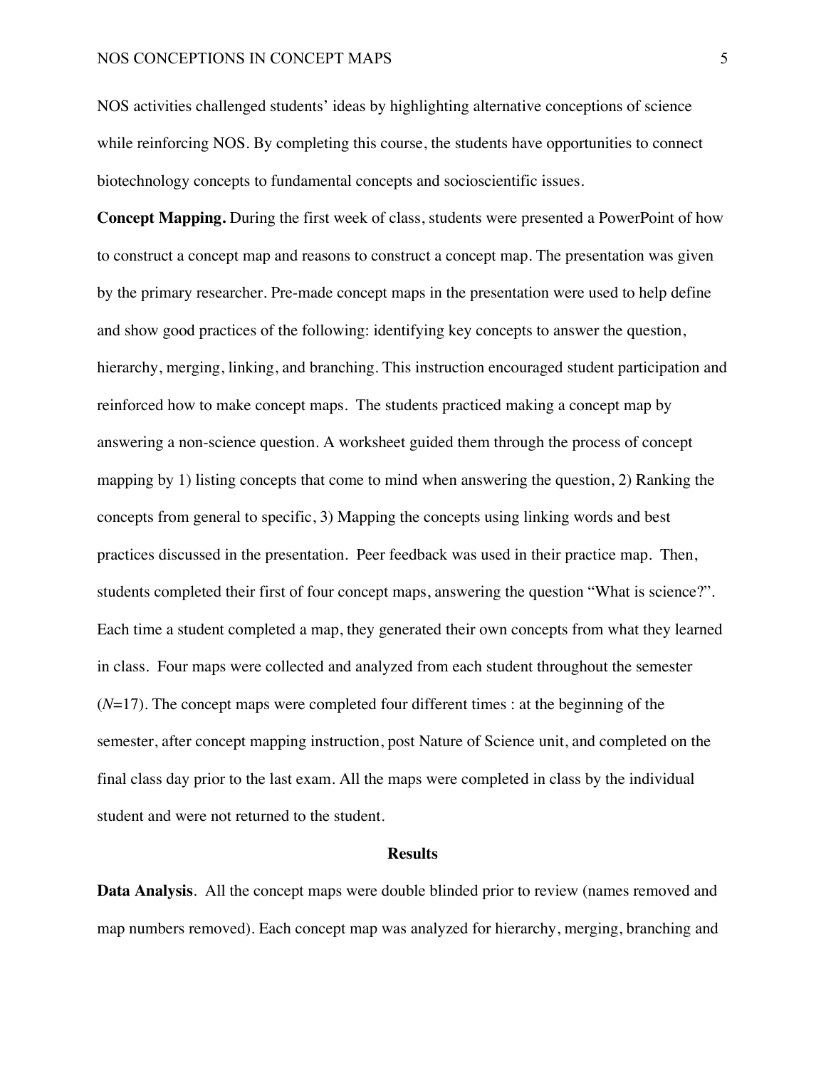NOS activities challenged students' ideas by highlighting alternative conceptions of science while reinforcing NOS. By completing this course, the students have opportunities to connect biotechnology concepts to fundamental concepts and socioscientific issues.

**Concept Mapping.** During the first week of class, students were presented a PowerPoint of how to construct a concept map and reasons to construct a concept map. The presentation was given by the primary researcher. Pre-made concept maps in the presentation were used to help define and show good practices of the following: identifying key concepts to answer the question, hierarchy, merging, linking, and branching. This instruction encouraged student participation and reinforced how to make concept maps. The students practiced making a concept map by answering a non-science question. A worksheet guided them through the process of concept mapping by 1) listing concepts that come to mind when answering the question, 2) Ranking the concepts from general to specific, 3) Mapping the concepts using linking words and best practices discussed in the presentation. Peer feedback was used in their practice map. Then, students completed their first of four concept maps, answering the question "What is science?". Each time a student completed a map, they generated their own concepts from what they learned in class. Four maps were collected and analyzed from each student throughout the semester (*N*=17). The concept maps were completed four different times : at the beginning of the semester, after concept mapping instruction, post Nature of Science unit, and completed on the final class day prior to the last exam. All the maps were completed in class by the individual student and were not returned to the student.

## Results

**Data Analysis**. All the concept maps were double blinded prior to review (names removed and map numbers removed). Each concept map was analyzed for hierarchy, merging, branching and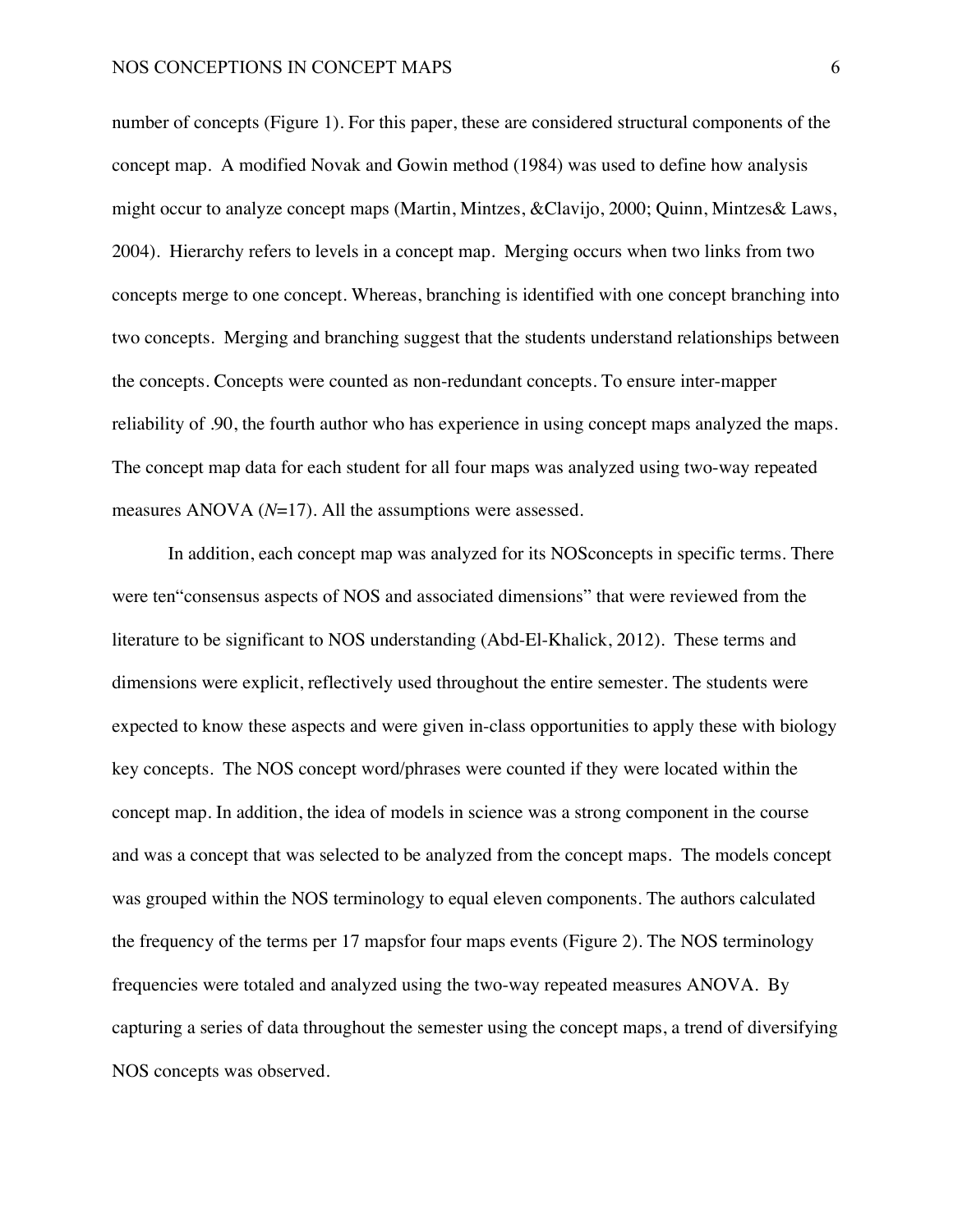number of concepts (Figure 1). For this paper, these are considered structural components of the concept map. A modified Novak and Gowin method (1984) was used to define how analysis might occur to analyze concept maps (Martin, Mintzes, &Clavijo, 2000; Quinn, Mintzes& Laws, 2004). Hierarchy refers to levels in a concept map. Merging occurs when two links from two concepts merge to one concept. Whereas, branching is identified with one concept branching into two concepts. Merging and branching suggest that the students understand relationships between the concepts. Concepts were counted as non-redundant concepts. To ensure inter-mapper reliability of .90, the fourth author who has experience in using concept maps analyzed the maps. The concept map data for each student for all four maps was analyzed using two-way repeated measures ANOVA ($N$=17). All the assumptions were assessed.

In addition, each concept map was analyzed for its NOSconcepts in specific terms. There were ten"consensus aspects of NOS and associated dimensions" that were reviewed from the literature to be significant to NOS understanding (Abd-El-Khalick, 2012). These terms and dimensions were explicit, reflectively used throughout the entire semester. The students were expected to know these aspects and were given in-class opportunities to apply these with biology key concepts. The NOS concept word/phrases were counted if they were located within the concept map. In addition, the idea of models in science was a strong component in the course and was a concept that was selected to be analyzed from the concept maps. The models concept was grouped within the NOS terminology to equal eleven components. The authors calculated the frequency of the terms per 17 mapsfor four maps events (Figure 2). The NOS terminology frequencies were totaled and analyzed using the two-way repeated measures ANOVA. By capturing a series of data throughout the semester using the concept maps, a trend of diversifying NOS concepts was observed.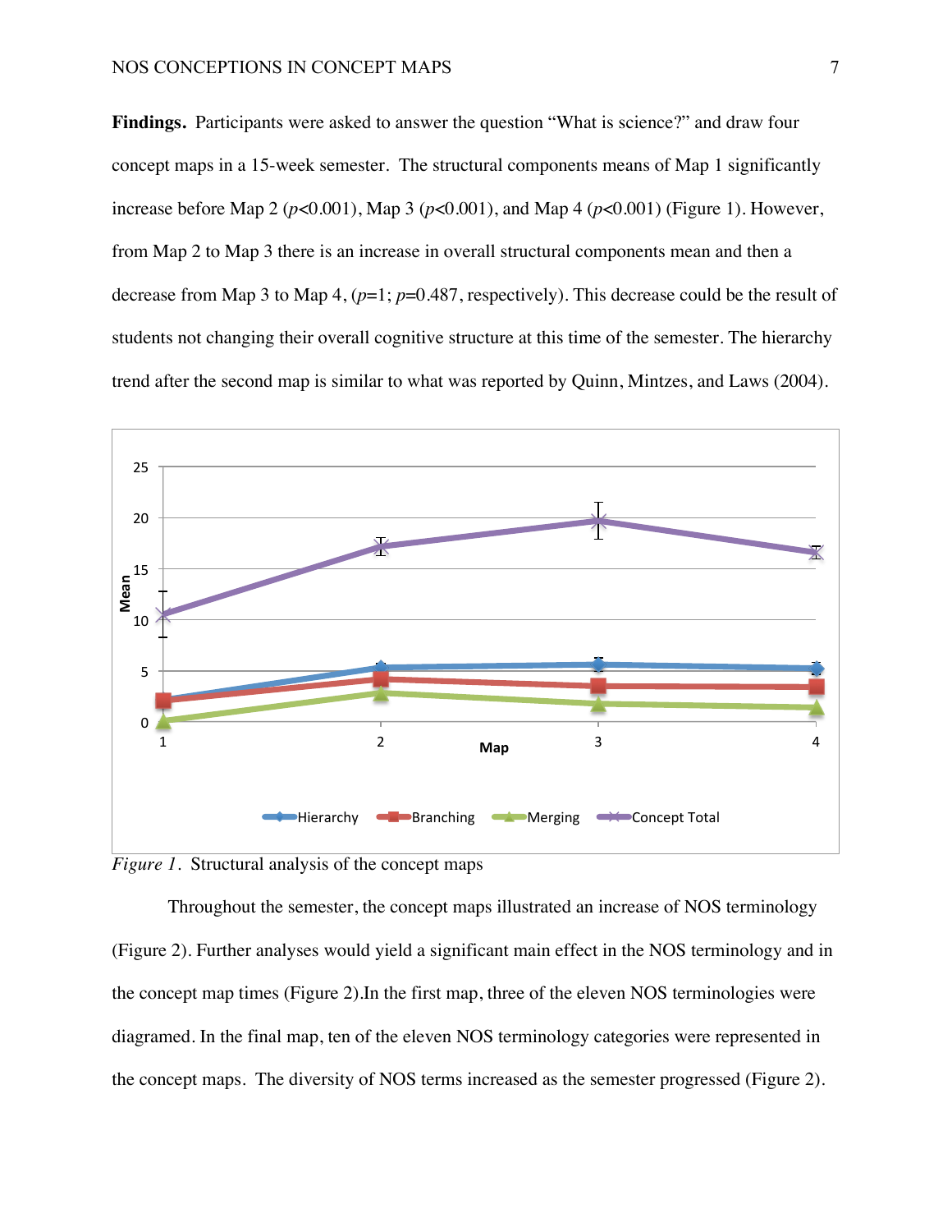**Findings.** Participants were asked to answer the question "What is science?" and draw four concept maps in a 15-week semester. The structural components means of Map 1 significantly increase before Map 2 ($p<0.001$), Map 3 ($p<0.001$), and Map 4 ($p<0.001$) (Figure 1). However, from Map 2 to Map 3 there is an increase in overall structural components mean and then a decrease from Map 3 to Map 4, ($p=1$; $p=0.487$, respectively). This decrease could be the result of students not changing their overall cognitive structure at this time of the semester. The hierarchy trend after the second map is similar to what was reported by Quinn, Mintzes, and Laws (2004).

*Figure 1.* Structural analysis of the concept maps

Throughout the semester, the concept maps illustrated an increase of NOS terminology (Figure 2). Further analyses would yield a significant main effect in the NOS terminology and in the concept map times (Figure 2).In the first map, three of the eleven NOS terminologies were diagramed. In the final map, ten of the eleven NOS terminology categories were represented in the concept maps. The diversity of NOS terms increased as the semester progressed (Figure 2).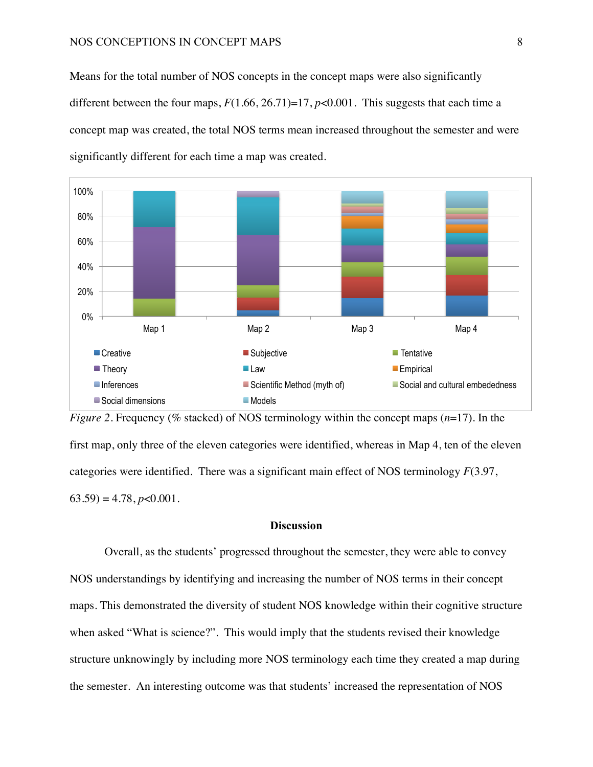Means for the total number of NOS concepts in the concept maps were also significantly different between the four maps, $F(1.66, 26.71)=17, p<0.001$. This suggests that each time a concept map was created, the total NOS terms mean increased throughout the semester and were significantly different for each time a map was created.

*Figure 2*. Frequency (% stacked) of NOS terminology within the concept maps ($n$=17). In the first map, only three of the eleven categories were identified, whereas in Map 4, ten of the eleven categories were identified. There was a significant main effect of NOS terminology $F(3.97, 63.59) = 4.78, p<0.001$.

## Discussion

Overall, as the students' progressed throughout the semester, they were able to convey NOS understandings by identifying and increasing the number of NOS terms in their concept maps. This demonstrated the diversity of student NOS knowledge within their cognitive structure when asked "What is science?". This would imply that the students revised their knowledge structure unknowingly by including more NOS terminology each time they created a map during the semester. An interesting outcome was that students' increased the representation of NOS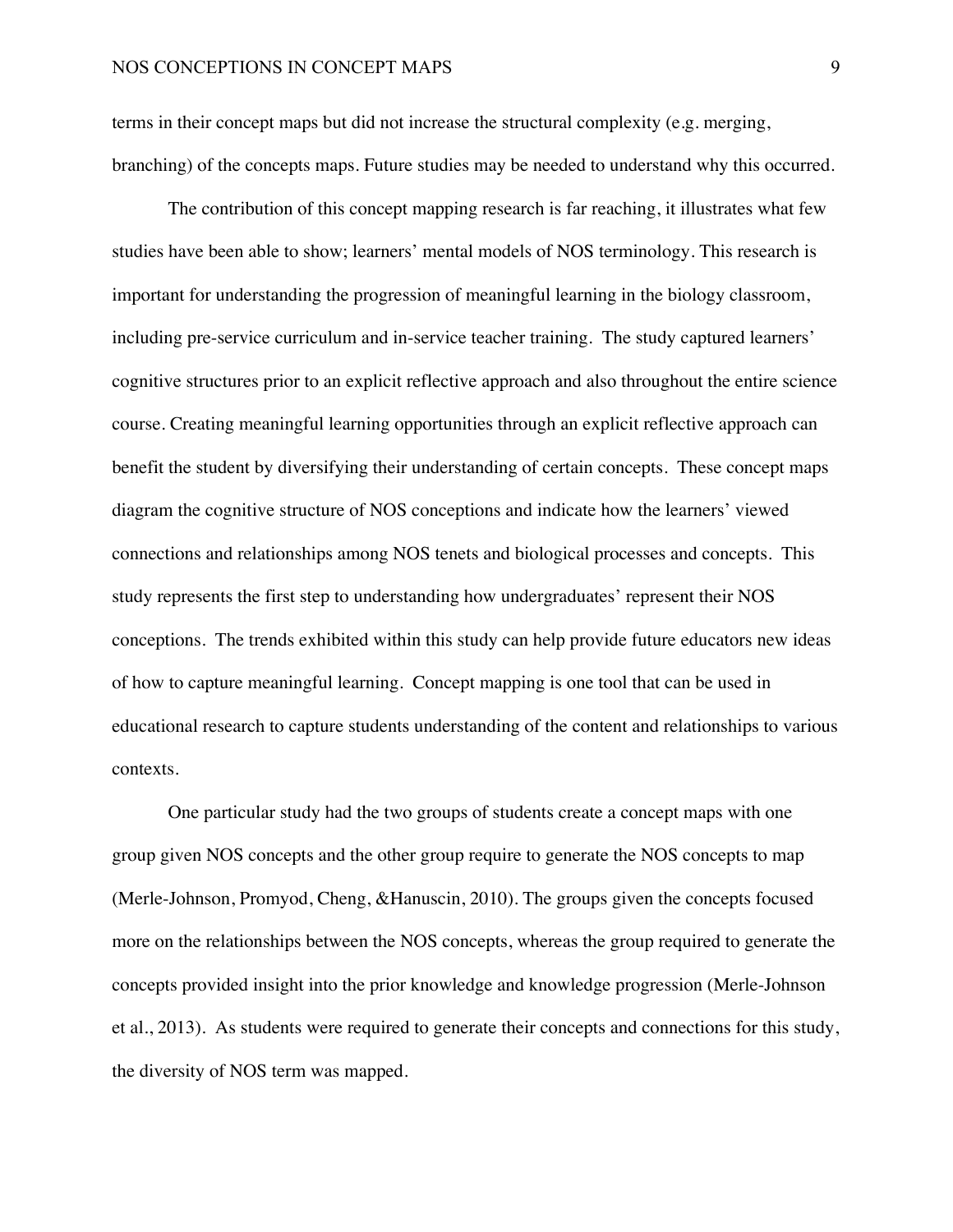terms in their concept maps but did not increase the structural complexity (e.g. merging, branching) of the concepts maps. Future studies may be needed to understand why this occurred.

The contribution of this concept mapping research is far reaching, it illustrates what few studies have been able to show; learners' mental models of NOS terminology. This research is important for understanding the progression of meaningful learning in the biology classroom, including pre-service curriculum and in-service teacher training. The study captured learners' cognitive structures prior to an explicit reflective approach and also throughout the entire science course. Creating meaningful learning opportunities through an explicit reflective approach can benefit the student by diversifying their understanding of certain concepts. These concept maps diagram the cognitive structure of NOS conceptions and indicate how the learners' viewed connections and relationships among NOS tenets and biological processes and concepts. This study represents the first step to understanding how undergraduates' represent their NOS conceptions. The trends exhibited within this study can help provide future educators new ideas of how to capture meaningful learning. Concept mapping is one tool that can be used in educational research to capture students understanding of the content and relationships to various contexts.

One particular study had the two groups of students create a concept maps with one group given NOS concepts and the other group require to generate the NOS concepts to map (Merle-Johnson, Promyod, Cheng, &Hanuscin, 2010). The groups given the concepts focused more on the relationships between the NOS concepts, whereas the group required to generate the concepts provided insight into the prior knowledge and knowledge progression (Merle-Johnson et al., 2013). As students were required to generate their concepts and connections for this study, the diversity of NOS term was mapped.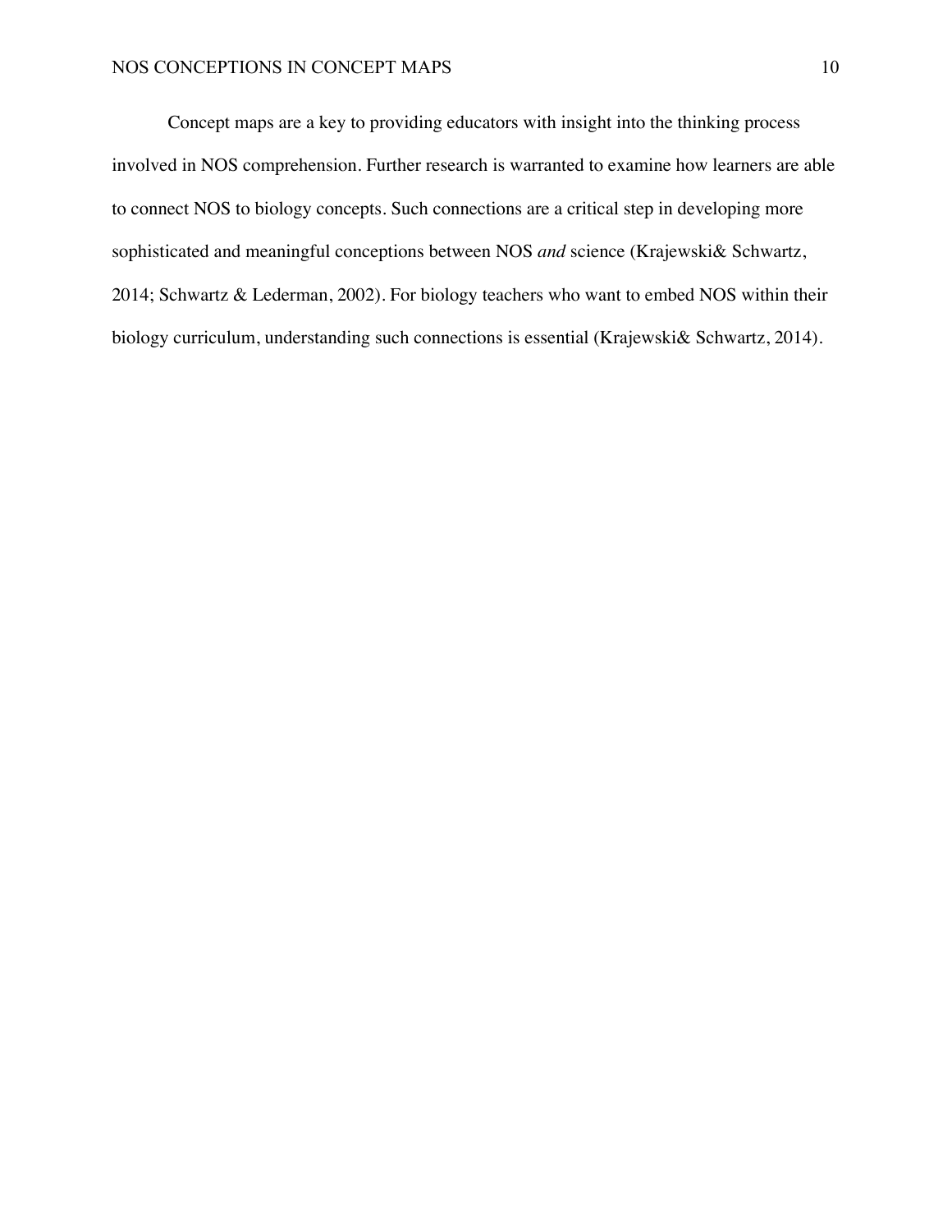Concept maps are a key to providing educators with insight into the thinking process involved in NOS comprehension. Further research is warranted to examine how learners are able to connect NOS to biology concepts. Such connections are a critical step in developing more sophisticated and meaningful conceptions between NOS *and* science (Krajewski& Schwartz, 2014; Schwartz & Lederman, 2002). For biology teachers who want to embed NOS within their biology curriculum, understanding such connections is essential (Krajewski& Schwartz, 2014).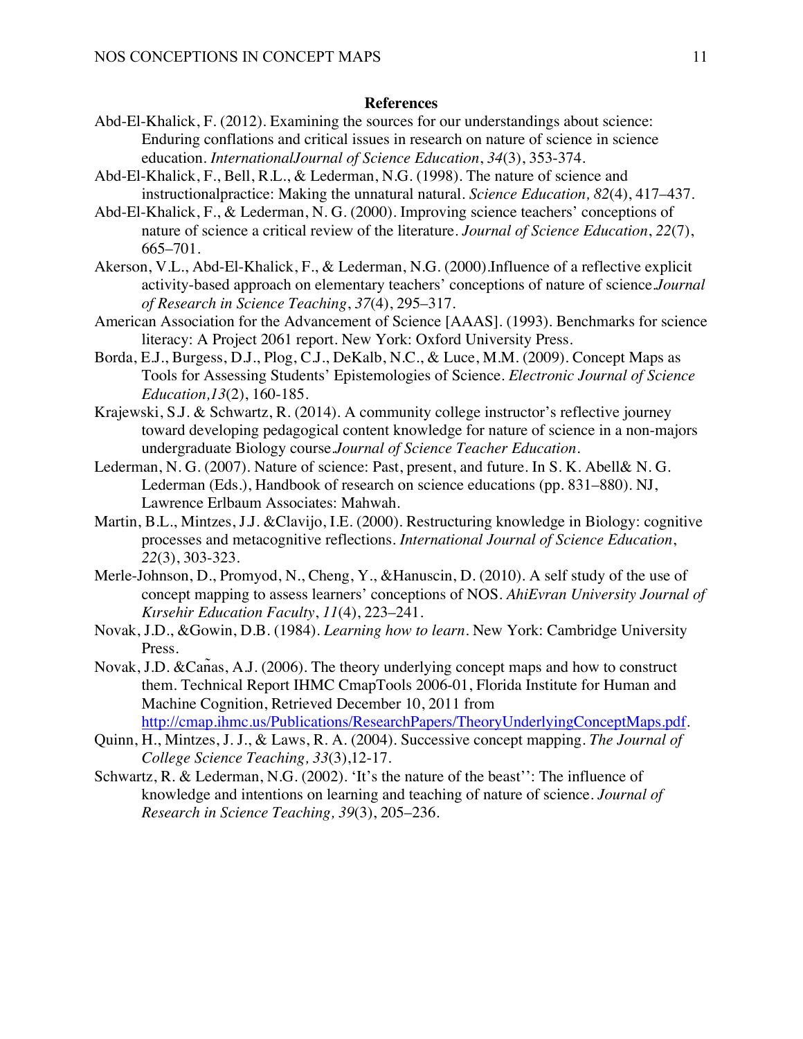**References**

Abd-El-Khalick, F. (2012). Examining the sources for our understandings about science: Enduring conflations and critical issues in research on nature of science in science education. *InternationalJournal of Science Education*, *34*(3), 353-374.

Abd-El-Khalick, F., Bell, R.L., & Lederman, N.G. (1998). The nature of science and instructionalpractice: Making the unnatural natural. *Science Education, 82*(4), 417–437.

Abd-El-Khalick, F., & Lederman, N. G. (2000). Improving science teachers' conceptions of nature of science a critical review of the literature. *Journal of Science Education*, *22*(7), 665–701.

Akerson, V.L., Abd-El-Khalick, F., & Lederman, N.G. (2000).Influence of a reflective explicit activity-based approach on elementary teachers' conceptions of nature of science.*Journal of Research in Science Teaching*, *37*(4), 295–317.

American Association for the Advancement of Science [AAAS]. (1993). Benchmarks for science literacy: A Project 2061 report. New York: Oxford University Press.

Borda, E.J., Burgess, D.J., Plog, C.J., DeKalb, N.C., & Luce, M.M. (2009). Concept Maps as Tools for Assessing Students' Epistemologies of Science. *Electronic Journal of Science Education,13*(2), 160-185.

Krajewski, S.J. & Schwartz, R. (2014). A community college instructor's reflective journey toward developing pedagogical content knowledge for nature of science in a non-majors undergraduate Biology course.*Journal of Science Teacher Education*.

Lederman, N. G. (2007). Nature of science: Past, present, and future. In S. K. Abell& N. G. Lederman (Eds.), Handbook of research on science educations (pp. 831–880). NJ, Lawrence Erlbaum Associates: Mahwah.

Martin, B.L., Mintzes, J.J. &Clavijo, I.E. (2000). Restructuring knowledge in Biology: cognitive processes and metacognitive reflections. *International Journal of Science Education*, *22*(3), 303-323.

Merle-Johnson, D., Promyod, N., Cheng, Y., &Hanuscin, D. (2010). A self study of the use of concept mapping to assess learners' conceptions of NOS. *AhiEvran University Journal of Kırsehir Education Faculty*, *11*(4), 223–241.

Novak, J.D., &Gowin, D.B. (1984). *Learning how to learn*. New York: Cambridge University Press.

Novak, J.D. &Cañas, A.J. (2006). The theory underlying concept maps and how to construct them. Technical Report IHMC CmapTools 2006-01, Florida Institute for Human and Machine Cognition, Retrieved December 10, 2011 from http://cmap.ihmc.us/Publications/ResearchPapers/TheoryUnderlyingConceptMaps.pdf.

Quinn, H., Mintzes, J. J., & Laws, R. A. (2004). Successive concept mapping. *The Journal of College Science Teaching, 33*(3),12-17.

Schwartz, R. & Lederman, N.G. (2002). 'It's the nature of the beast'': The influence of knowledge and intentions on learning and teaching of nature of science. *Journal of Research in Science Teaching, 39*(3), 205–236.